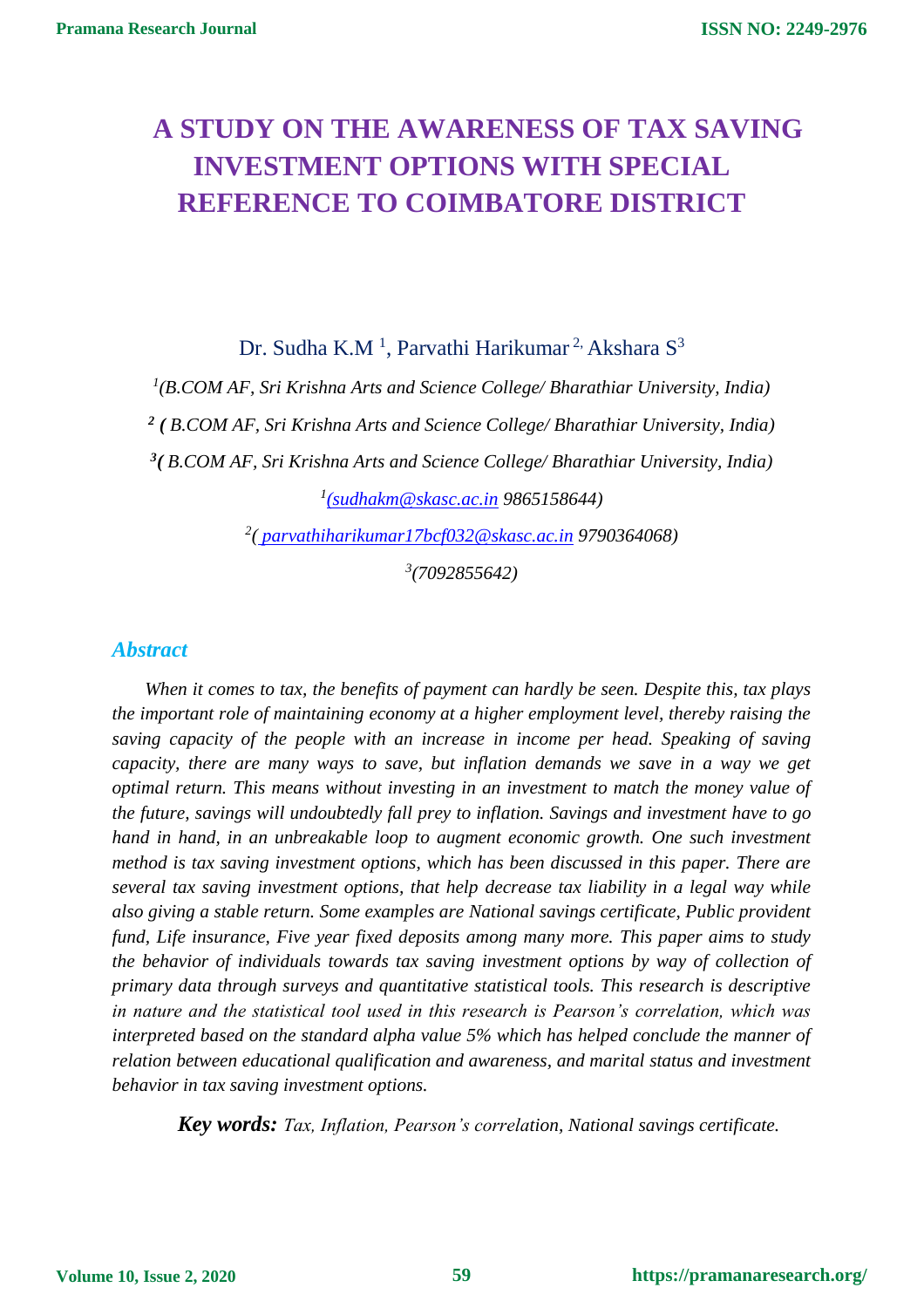# A STUDY ON THE AWARENESS OF TAX SAVING INVESTMENT OPTIONS WITH SPECIAL REFERENCE TO COIMBATORE DISTRICT

Dr. Sudha K.M [1], Parvathi Harikumar [2], Akshara S[3]

[1]*(B.COM AF, Sri Krishna Arts and Science College/ Bharathiar University, India)*

[2] *( B.COM AF, Sri Krishna Arts and Science College/ Bharathiar University, India)*

[3]*( B.COM AF, Sri Krishna Arts and Science College/ Bharathiar University, India)*

[1]*(sudhakm@skasc.ac.in 9865158644)*

[2]*( parvathiharikumar17bcf032@skasc.ac.in 9790364068)*

[3]*(7092855642)*

## Abstract

*When it comes to tax, the benefits of payment can hardly be seen. Despite this, tax plays the important role of maintaining economy at a higher employment level, thereby raising the saving capacity of the people with an increase in income per head. Speaking of saving capacity, there are many ways to save, but inflation demands we save in a way we get optimal return. This means without investing in an investment to match the money value of the future, savings will undoubtedly fall prey to inflation. Savings and investment have to go hand in hand, in an unbreakable loop to augment economic growth. One such investment method is tax saving investment options, which has been discussed in this paper. There are several tax saving investment options, that help decrease tax liability in a legal way while also giving a stable return. Some examples are National savings certificate, Public provident fund, Life insurance, Five year fixed deposits among many more. This paper aims to study the behavior of individuals towards tax saving investment options by way of collection of primary data through surveys and quantitative statistical tools. This research is descriptive in nature and the statistical tool used in this research is Pearson's correlation, which was interpreted based on the standard alpha value 5% which has helped conclude the manner of relation between educational qualification and awareness, and marital status and investment behavior in tax saving investment options.*

***Key words:*** *Tax, Inflation, Pearson's correlation, National savings certificate.*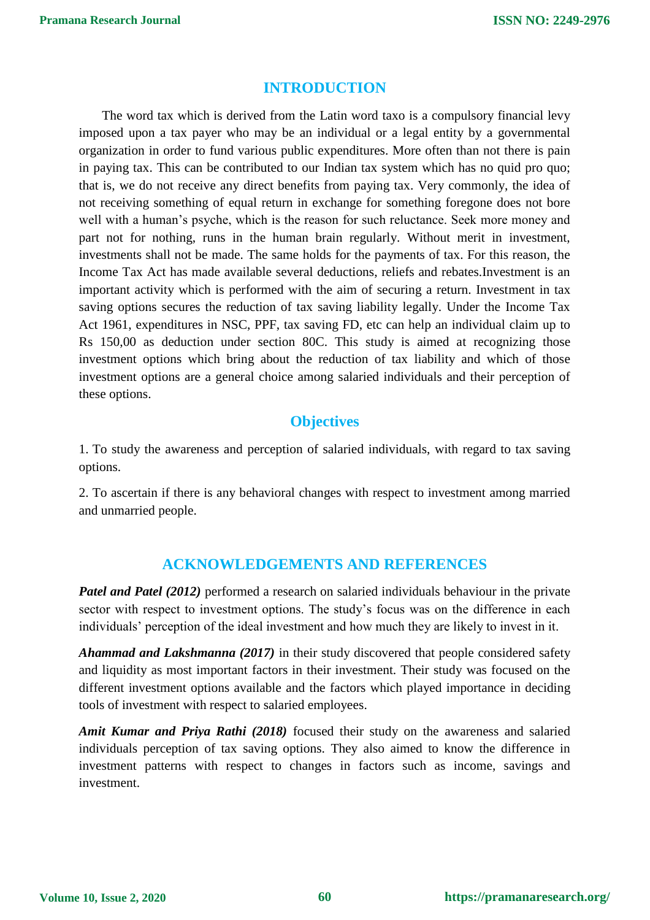## INTRODUCTION

The word tax which is derived from the Latin word taxo is a compulsory financial levy imposed upon a tax payer who may be an individual or a legal entity by a governmental organization in order to fund various public expenditures. More often than not there is pain in paying tax. This can be contributed to our Indian tax system which has no quid pro quo; that is, we do not receive any direct benefits from paying tax. Very commonly, the idea of not receiving something of equal return in exchange for something foregone does not bore well with a human's psyche, which is the reason for such reluctance. Seek more money and part not for nothing, runs in the human brain regularly. Without merit in investment, investments shall not be made. The same holds for the payments of tax. For this reason, the Income Tax Act has made available several deductions, reliefs and rebates.Investment is an important activity which is performed with the aim of securing a return. Investment in tax saving options secures the reduction of tax saving liability legally. Under the Income Tax Act 1961, expenditures in NSC, PPF, tax saving FD, etc can help an individual claim up to Rs 150,00 as deduction under section 80C. This study is aimed at recognizing those investment options which bring about the reduction of tax liability and which of those investment options are a general choice among salaried individuals and their perception of these options.

## Objectives

1. To study the awareness and perception of salaried individuals, with regard to tax saving options.

2. To ascertain if there is any behavioral changes with respect to investment among married and unmarried people.

## ACKNOWLEDGEMENTS AND REFERENCES

***Patel and Patel (2012)*** performed a research on salaried individuals behaviour in the private sector with respect to investment options. The study's focus was on the difference in each individuals' perception of the ideal investment and how much they are likely to invest in it.

***Ahammad and Lakshmanna (2017)*** in their study discovered that people considered safety and liquidity as most important factors in their investment. Their study was focused on the different investment options available and the factors which played importance in deciding tools of investment with respect to salaried employees.

***Amit Kumar and Priya Rathi (2018)*** focused their study on the awareness and salaried individuals perception of tax saving options. They also aimed to know the difference in investment patterns with respect to changes in factors such as income, savings and investment.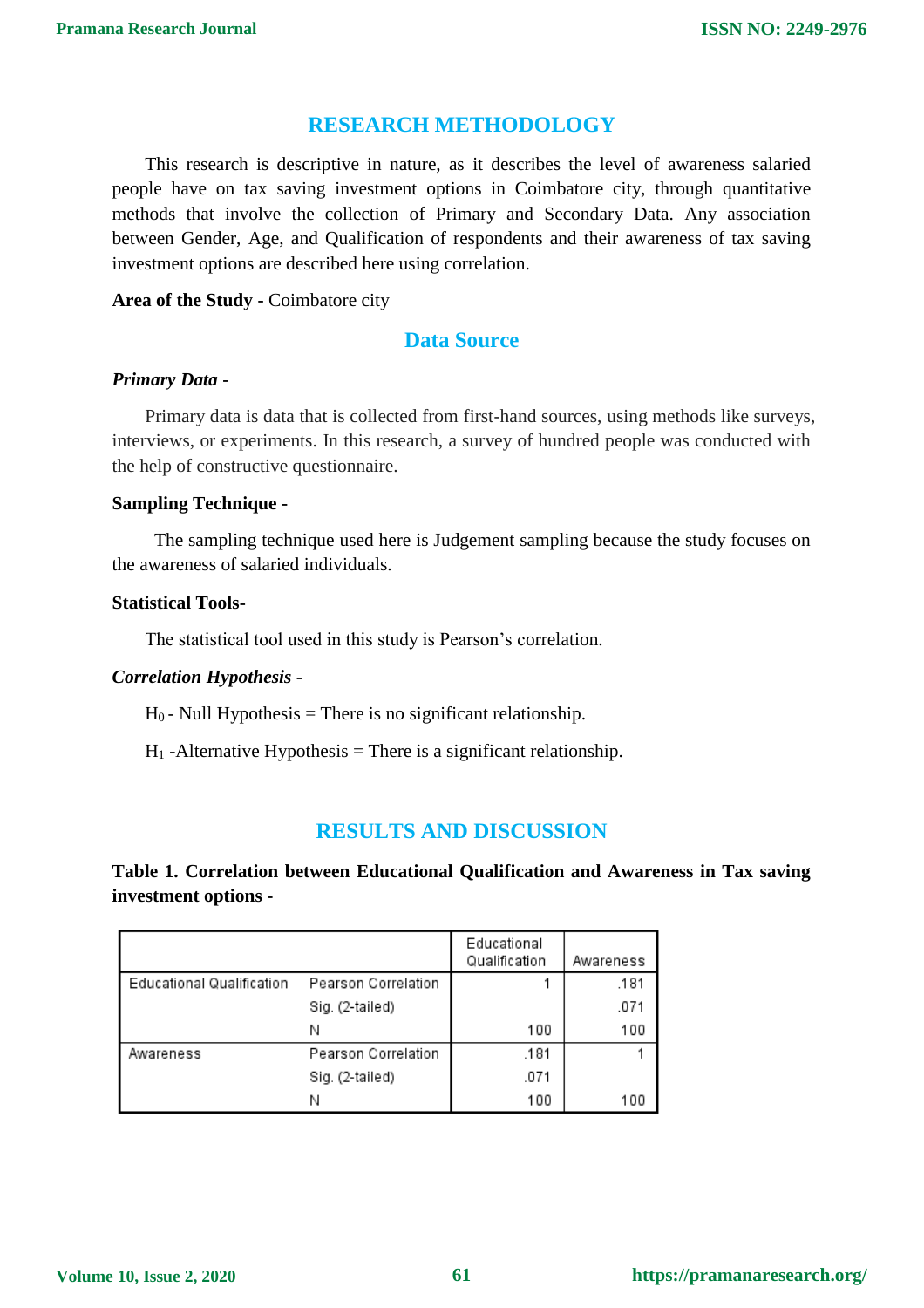## RESEARCH METHODOLOGY

This research is descriptive in nature, as it describes the level of awareness salaried people have on tax saving investment options in Coimbatore city, through quantitative methods that involve the collection of Primary and Secondary Data. Any association between Gender, Age, and Qualification of respondents and their awareness of tax saving investment options are described here using correlation.

**Area of the Study** - Coimbatore city

### Data Source

***Primary Data -***

Primary data is data that is collected from first-hand sources, using methods like surveys, interviews, or experiments. In this research, a survey of hundred people was conducted with the help of constructive questionnaire.

**Sampling Technique -**

The sampling technique used here is Judgement sampling because the study focuses on the awareness of salaried individuals.

**Statistical Tools-**

The statistical tool used in this study is Pearson's correlation.

***Correlation Hypothesis -***

$H_0$ - Null Hypothesis = There is no significant relationship.

$H_1$ -Alternative Hypothesis = There is a significant relationship.

## RESULTS AND DISCUSSION

**Table 1. Correlation between Educational Qualification and Awareness in Tax saving investment options -**

| | | Educational Qualification | Awareness |
|---|---|---|---|
| Educational Qualification | Pearson Correlation | 1 | .181 |
| | Sig. (2-tailed) | | .071 |
| | N | 100 | 100 |
| Awareness | Pearson Correlation | .181 | 1 |
| | Sig. (2-tailed) | .071 | |
| | N | 100 | 100 |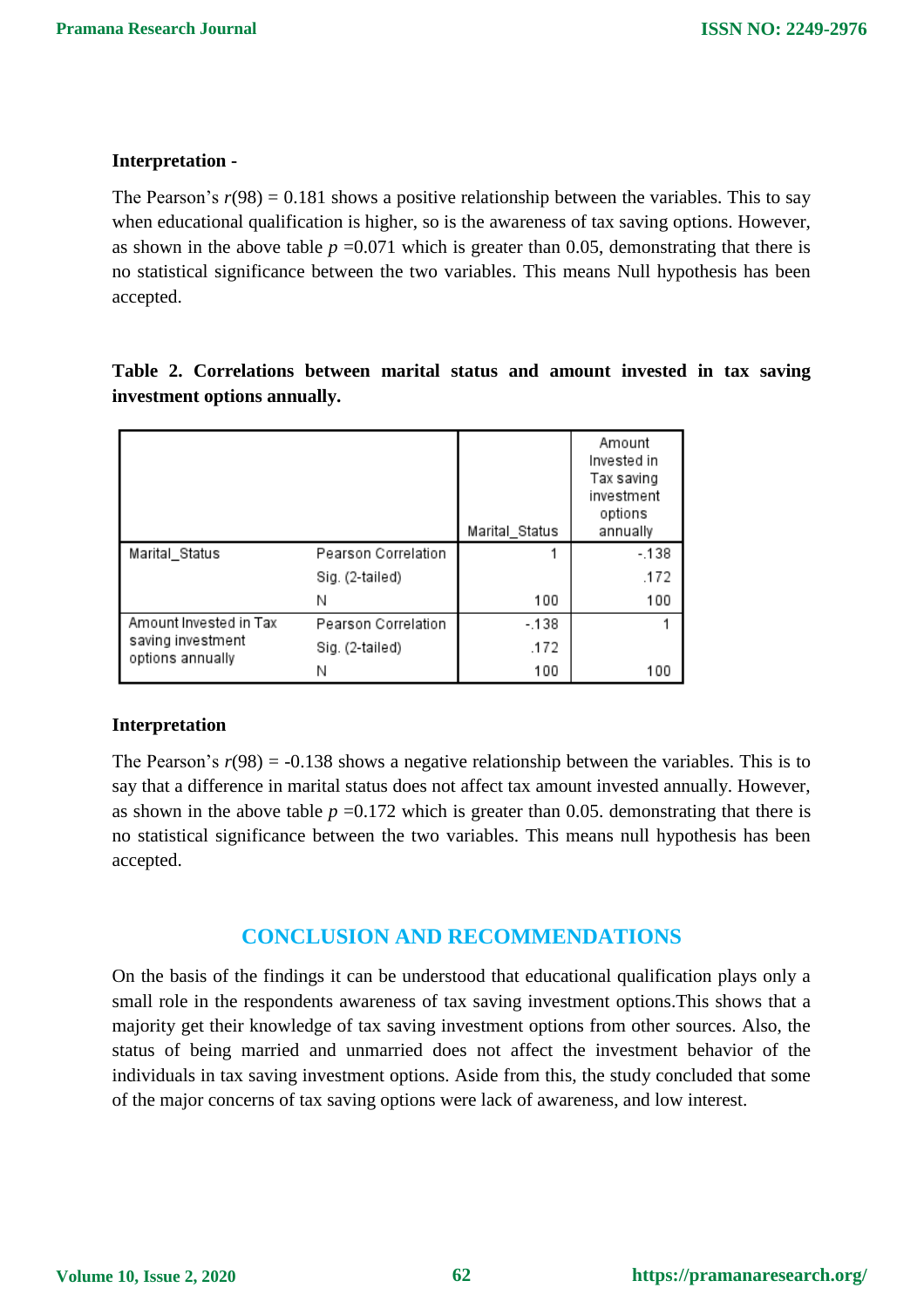**Interpretation -**

The Pearson's $r(98) = 0.181$ shows a positive relationship between the variables. This to say when educational qualification is higher, so is the awareness of tax saving options. However, as shown in the above table $p = 0.071$ which is greater than 0.05, demonstrating that there is no statistical significance between the two variables. This means Null hypothesis has been accepted.

**Table 2. Correlations between marital status and amount invested in tax saving investment options annually.**

| | | Marital_Status | Amount Invested in Tax saving investment options annually |
|---|---|---|---|
| Marital_Status | Pearson Correlation | 1 | -.138 |
| | Sig. (2-tailed) | | .172 |
| | N | 100 | 100 |
| Amount Invested in Tax saving investment options annually | Pearson Correlation | -.138 | 1 |
| | Sig. (2-tailed) | .172 | |
| | N | 100 | 100 |

**Interpretation**

The Pearson's $r(98) = -0.138$ shows a negative relationship between the variables. This is to say that a difference in marital status does not affect tax amount invested annually. However, as shown in the above table $p = 0.172$ which is greater than 0.05. demonstrating that there is no statistical significance between the two variables. This means null hypothesis has been accepted.

## CONCLUSION AND RECOMMENDATIONS

On the basis of the findings it can be understood that educational qualification plays only a small role in the respondents awareness of tax saving investment options.This shows that a majority get their knowledge of tax saving investment options from other sources. Also, the status of being married and unmarried does not affect the investment behavior of the individuals in tax saving investment options. Aside from this, the study concluded that some of the major concerns of tax saving options were lack of awareness, and low interest.